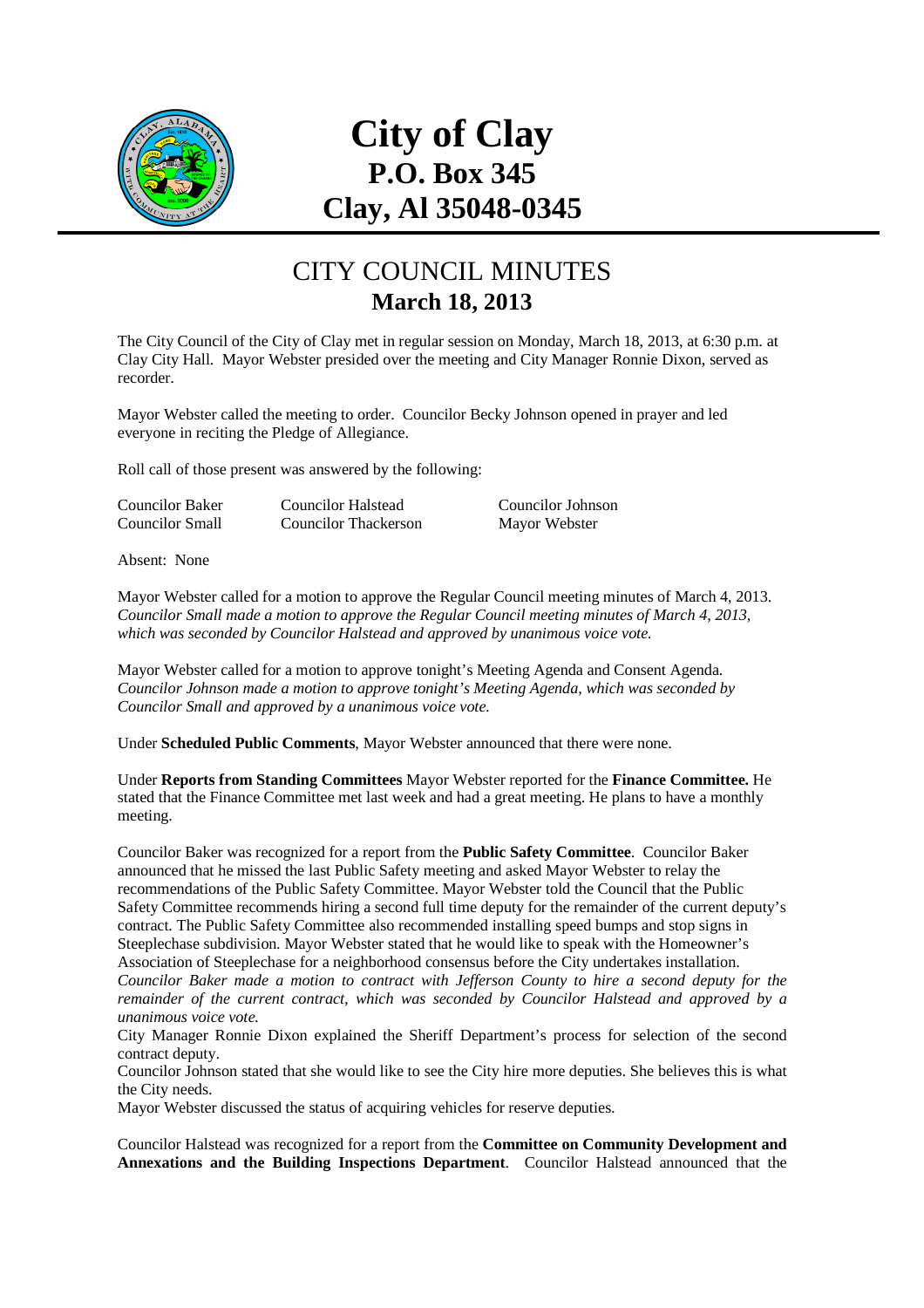# City of Clay
## P.O. Box 345
## Clay, Al 35048-0345

## CITY COUNCIL MINUTES
### March 18, 2013

The City Council of the City of Clay met in regular session on Monday, March 18, 2013, at 6:30 p.m. at Clay City Hall. Mayor Webster presided over the meeting and City Manager Ronnie Dixon, served as recorder.

Mayor Webster called the meeting to order. Councilor Becky Johnson opened in prayer and led everyone in reciting the Pledge of Allegiance.

Roll call of those present was answered by the following:

| | | |
|---|---|---|
| Councilor Baker | Councilor Halstead | Councilor Johnson |
| Councilor Small | Councilor Thackerson | Mayor Webster |

Absent: None

Mayor Webster called for a motion to approve the Regular Council meeting minutes of March 4, 2013. *Councilor Small made a motion to approve the Regular Council meeting minutes of March 4, 2013, which was seconded by Councilor Halstead and approved by unanimous voice vote.*

Mayor Webster called for a motion to approve tonight's Meeting Agenda and Consent Agenda. *Councilor Johnson made a motion to approve tonight's Meeting Agenda, which was seconded by Councilor Small and approved by a unanimous voice vote.*

Under **Scheduled Public Comments**, Mayor Webster announced that there were none.

Under **Reports from Standing Committees** Mayor Webster reported for the **Finance Committee.** He stated that the Finance Committee met last week and had a great meeting. He plans to have a monthly meeting.

Councilor Baker was recognized for a report from the **Public Safety Committee**. Councilor Baker announced that he missed the last Public Safety meeting and asked Mayor Webster to relay the recommendations of the Public Safety Committee. Mayor Webster told the Council that the Public Safety Committee recommends hiring a second full time deputy for the remainder of the current deputy's contract. The Public Safety Committee also recommended installing speed bumps and stop signs in Steeplechase subdivision. Mayor Webster stated that he would like to speak with the Homeowner's Association of Steeplechase for a neighborhood consensus before the City undertakes installation. *Councilor Baker made a motion to contract with Jefferson County to hire a second deputy for the remainder of the current contract, which was seconded by Councilor Halstead and approved by a unanimous voice vote.*

City Manager Ronnie Dixon explained the Sheriff Department's process for selection of the second contract deputy.

Councilor Johnson stated that she would like to see the City hire more deputies. She believes this is what the City needs.

Mayor Webster discussed the status of acquiring vehicles for reserve deputies.

Councilor Halstead was recognized for a report from the **Committee on Community Development and Annexations and the Building Inspections Department**. Councilor Halstead announced that the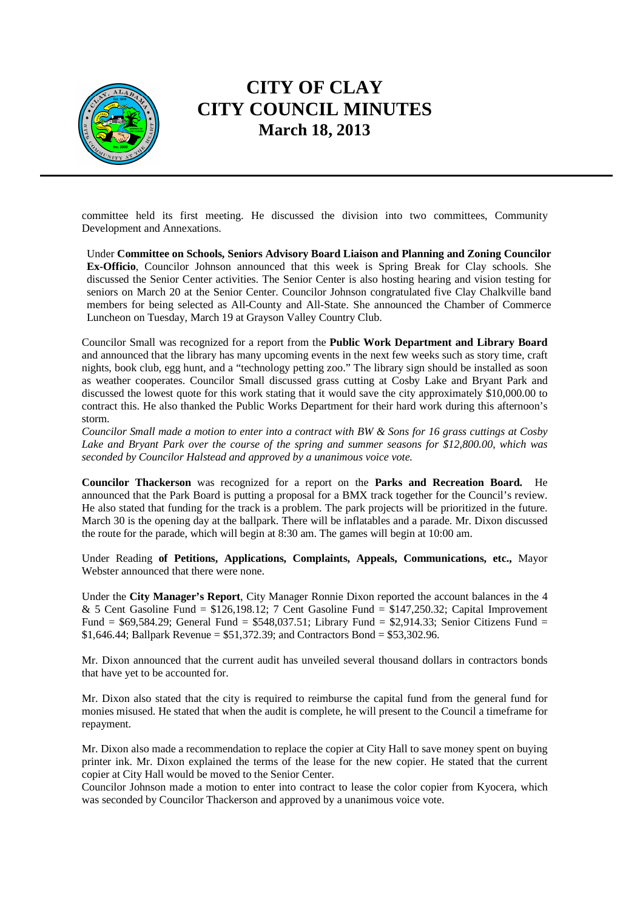committee held its first meeting. He discussed the division into two committees, Community Development and Annexations.

Under **Committee on Schools, Seniors Advisory Board Liaison and Planning and Zoning Councilor Ex-Officio**, Councilor Johnson announced that this week is Spring Break for Clay schools. She discussed the Senior Center activities. The Senior Center is also hosting hearing and vision testing for seniors on March 20 at the Senior Center. Councilor Johnson congratulated five Clay Chalkville band members for being selected as All-County and All-State. She announced the Chamber of Commerce Luncheon on Tuesday, March 19 at Grayson Valley Country Club.

Councilor Small was recognized for a report from the **Public Work Department and Library Board** and announced that the library has many upcoming events in the next few weeks such as story time, craft nights, book club, egg hunt, and a "technology petting zoo." The library sign should be installed as soon as weather cooperates. Councilor Small discussed grass cutting at Cosby Lake and Bryant Park and discussed the lowest quote for this work stating that it would save the city approximately $10,000.00 to contract this. He also thanked the Public Works Department for their hard work during this afternoon's storm.

*Councilor Small made a motion to enter into a contract with BW & Sons for 16 grass cuttings at Cosby Lake and Bryant Park over the course of the spring and summer seasons for $12,800.00, which was seconded by Councilor Halstead and approved by a unanimous voice vote.*

**Councilor Thackerson** was recognized for a report on the **Parks and Recreation Board.** He announced that the Park Board is putting a proposal for a BMX track together for the Council's review. He also stated that funding for the track is a problem. The park projects will be prioritized in the future. March 30 is the opening day at the ballpark. There will be inflatables and a parade. Mr. Dixon discussed the route for the parade, which will begin at 8:30 am. The games will begin at 10:00 am.

Under Reading **of Petitions, Applications, Complaints, Appeals, Communications, etc.,** Mayor Webster announced that there were none.

Under the **City Manager's Report**, City Manager Ronnie Dixon reported the account balances in the 4 & 5 Cent Gasoline Fund = $126,198.12; 7 Cent Gasoline Fund = $147,250.32; Capital Improvement Fund = $69,584.29; General Fund = $548,037.51; Library Fund = $2,914.33; Senior Citizens Fund = $1,646.44; Ballpark Revenue = $51,372.39; and Contractors Bond = $53,302.96.

Mr. Dixon announced that the current audit has unveiled several thousand dollars in contractors bonds that have yet to be accounted for.

Mr. Dixon also stated that the city is required to reimburse the capital fund from the general fund for monies misused. He stated that when the audit is complete, he will present to the Council a timeframe for repayment.

Mr. Dixon also made a recommendation to replace the copier at City Hall to save money spent on buying printer ink. Mr. Dixon explained the terms of the lease for the new copier. He stated that the current copier at City Hall would be moved to the Senior Center.

Councilor Johnson made a motion to enter into contract to lease the color copier from Kyocera, which was seconded by Councilor Thackerson and approved by a unanimous voice vote.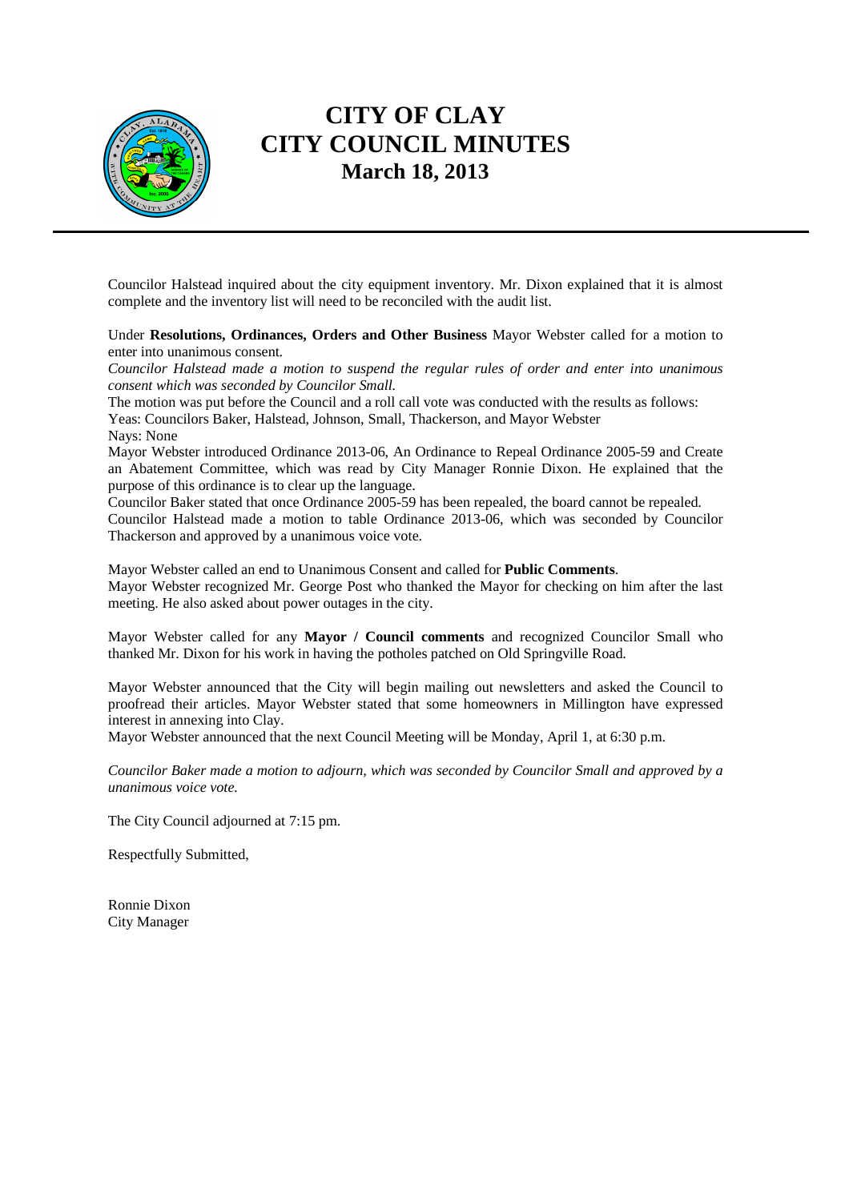# CITY OF CLAY
# CITY COUNCIL MINUTES
## March 18, 2013

Councilor Halstead inquired about the city equipment inventory. Mr. Dixon explained that it is almost complete and the inventory list will need to be reconciled with the audit list.

Under **Resolutions, Ordinances, Orders and Other Business** Mayor Webster called for a motion to enter into unanimous consent.

*Councilor Halstead made a motion to suspend the regular rules of order and enter into unanimous consent which was seconded by Councilor Small.*

The motion was put before the Council and a roll call vote was conducted with the results as follows:

Yeas: Councilors Baker, Halstead, Johnson, Small, Thackerson, and Mayor Webster

Nays: None

Mayor Webster introduced Ordinance 2013-06, An Ordinance to Repeal Ordinance 2005-59 and Create an Abatement Committee, which was read by City Manager Ronnie Dixon. He explained that the purpose of this ordinance is to clear up the language.

Councilor Baker stated that once Ordinance 2005-59 has been repealed, the board cannot be repealed.

Councilor Halstead made a motion to table Ordinance 2013-06, which was seconded by Councilor Thackerson and approved by a unanimous voice vote.

Mayor Webster called an end to Unanimous Consent and called for **Public Comments**.

Mayor Webster recognized Mr. George Post who thanked the Mayor for checking on him after the last meeting. He also asked about power outages in the city.

Mayor Webster called for any **Mayor / Council comments** and recognized Councilor Small who thanked Mr. Dixon for his work in having the potholes patched on Old Springville Road.

Mayor Webster announced that the City will begin mailing out newsletters and asked the Council to proofread their articles. Mayor Webster stated that some homeowners in Millington have expressed interest in annexing into Clay.

Mayor Webster announced that the next Council Meeting will be Monday, April 1, at 6:30 p.m.

*Councilor Baker made a motion to adjourn, which was seconded by Councilor Small and approved by a unanimous voice vote.*

The City Council adjourned at 7:15 pm.

Respectfully Submitted,

Ronnie Dixon
City Manager